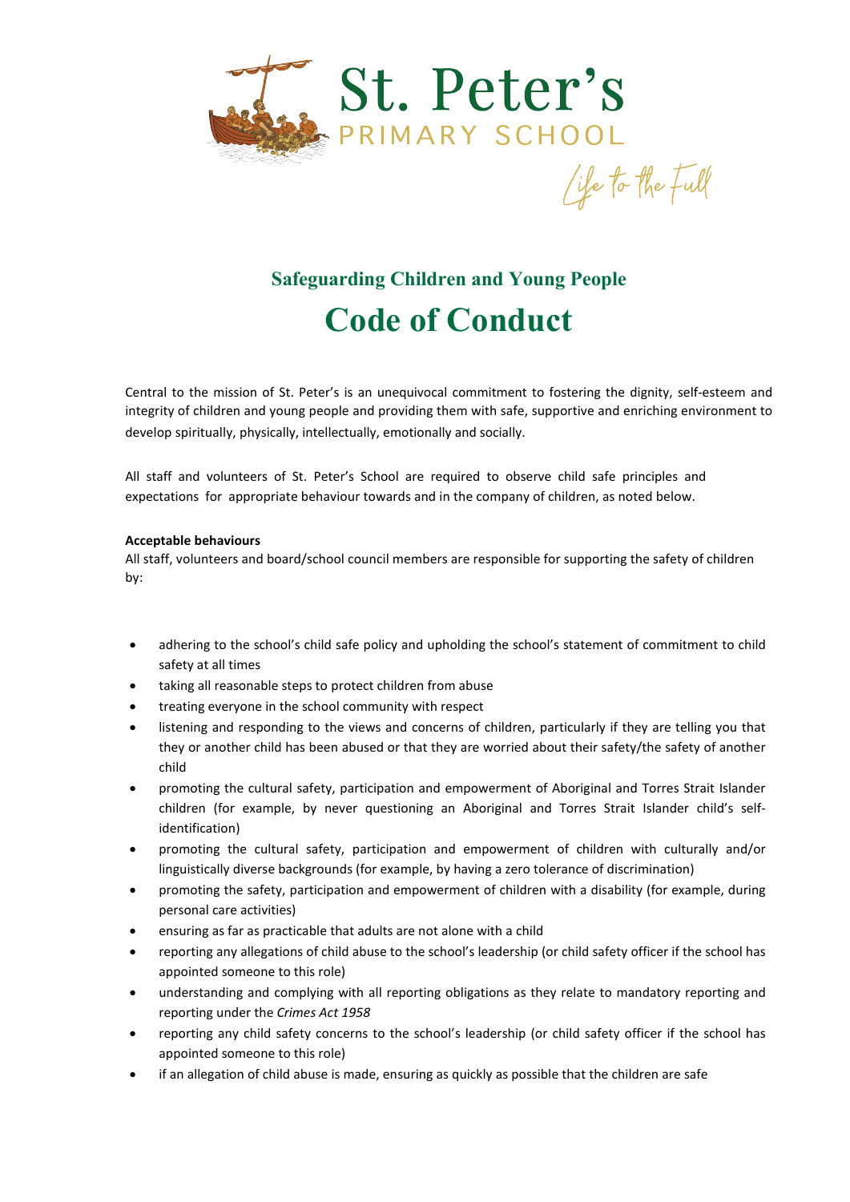St. Peter's
PRIMARY SCHOOL
Life to the Full

## Safeguarding Children and Young People

# Code of Conduct

Central to the mission of St. Peter's is an unequivocal commitment to fostering the dignity, self-esteem and integrity of children and young people and providing them with safe, supportive and enriching environment to develop spiritually, physically, intellectually, emotionally and socially.

All staff and volunteers of St. Peter's School are required to observe child safe principles and expectations for appropriate behaviour towards and in the company of children, as noted below.

**Acceptable behaviours**

All staff, volunteers and board/school council members are responsible for supporting the safety of children by:

- adhering to the school's child safe policy and upholding the school's statement of commitment to child safety at all times
- taking all reasonable steps to protect children from abuse
- treating everyone in the school community with respect
- listening and responding to the views and concerns of children, particularly if they are telling you that they or another child has been abused or that they are worried about their safety/the safety of another child
- promoting the cultural safety, participation and empowerment of Aboriginal and Torres Strait Islander children (for example, by never questioning an Aboriginal and Torres Strait Islander child's self-identification)
- promoting the cultural safety, participation and empowerment of children with culturally and/or linguistically diverse backgrounds (for example, by having a zero tolerance of discrimination)
- promoting the safety, participation and empowerment of children with a disability (for example, during personal care activities)
- ensuring as far as practicable that adults are not alone with a child
- reporting any allegations of child abuse to the school's leadership (or child safety officer if the school has appointed someone to this role)
- understanding and complying with all reporting obligations as they relate to mandatory reporting and reporting under the *Crimes Act 1958*
- reporting any child safety concerns to the school's leadership (or child safety officer if the school has appointed someone to this role)
- if an allegation of child abuse is made, ensuring as quickly as possible that the children are safe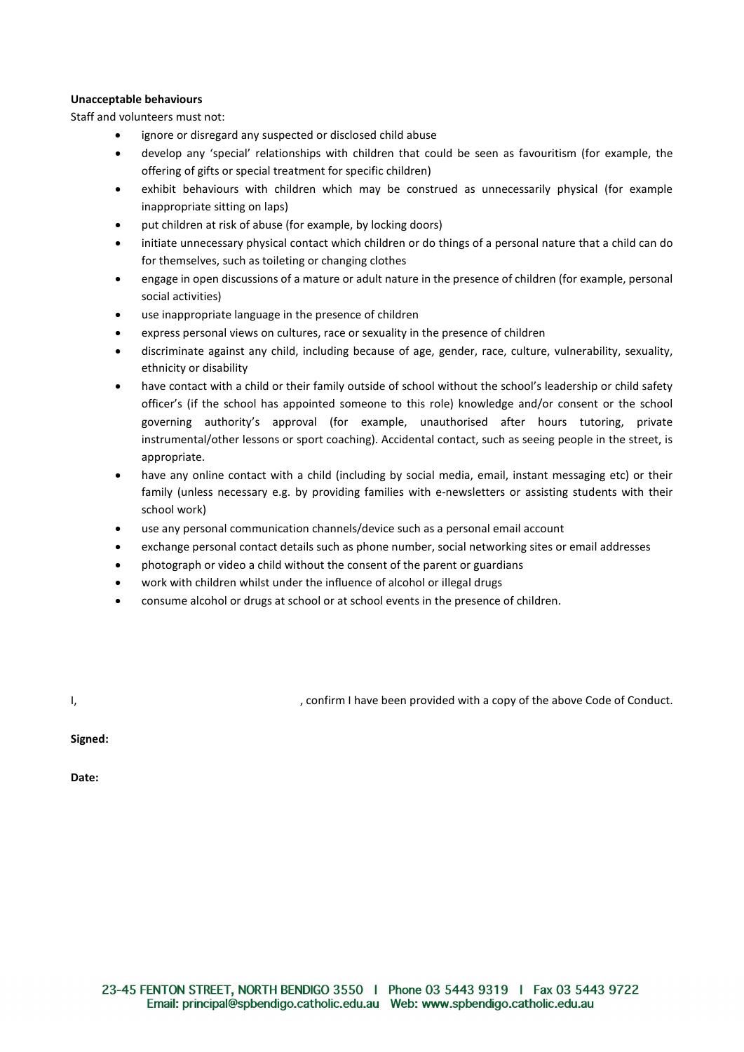**Unacceptable behaviours**

Staff and volunteers must not:

- ignore or disregard any suspected or disclosed child abuse
- develop any 'special' relationships with children that could be seen as favouritism (for example, the offering of gifts or special treatment for specific children)
- exhibit behaviours with children which may be construed as unnecessarily physical (for example inappropriate sitting on laps)
- put children at risk of abuse (for example, by locking doors)
- initiate unnecessary physical contact which children or do things of a personal nature that a child can do for themselves, such as toileting or changing clothes
- engage in open discussions of a mature or adult nature in the presence of children (for example, personal social activities)
- use inappropriate language in the presence of children
- express personal views on cultures, race or sexuality in the presence of children
- discriminate against any child, including because of age, gender, race, culture, vulnerability, sexuality, ethnicity or disability
- have contact with a child or their family outside of school without the school's leadership or child safety officer's (if the school has appointed someone to this role) knowledge and/or consent or the school governing authority's approval (for example, unauthorised after hours tutoring, private instrumental/other lessons or sport coaching). Accidental contact, such as seeing people in the street, is appropriate.
- have any online contact with a child (including by social media, email, instant messaging etc) or their family (unless necessary e.g. by providing families with e-newsletters or assisting students with their school work)
- use any personal communication channels/device such as a personal email account
- exchange personal contact details such as phone number, social networking sites or email addresses
- photograph or video a child without the consent of the parent or guardians
- work with children whilst under the influence of alcohol or illegal drugs
- consume alcohol or drugs at school or at school events in the presence of children.

I, , confirm I have been provided with a copy of the above Code of Conduct.

**Signed:**

**Date:**

23-45 FENTON STREET, NORTH BENDIGO 3550 | Phone 03 5443 9319 | Fax 03 5443 9722
Email: principal@spbendigo.catholic.edu.au Web: www.spbendigo.catholic.edu.au